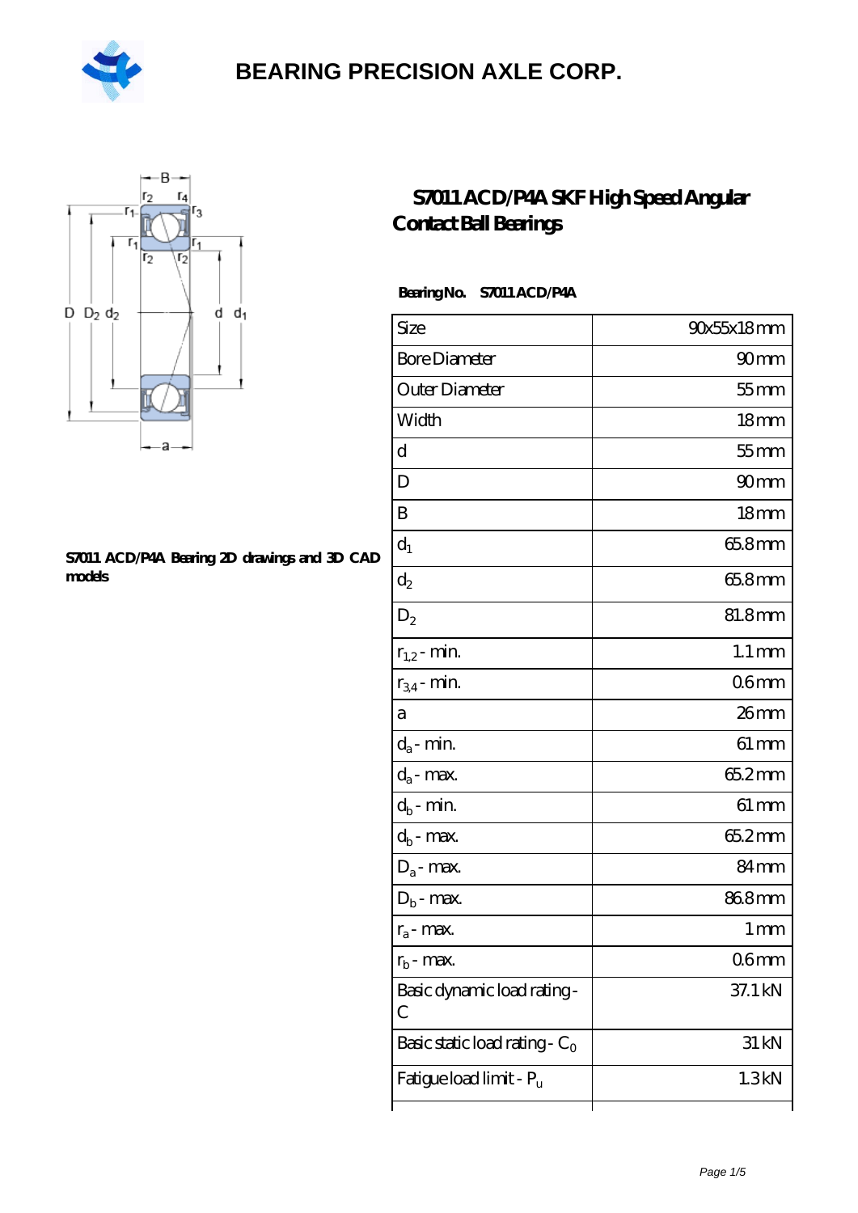# BEARING PRECISION AXLE CORP.

## S7011 ACD/P4A SKF High Speed Angular Contact Ball Bearings

**S7011 ACD/P4A Bearing 2D drawings and 3D CAD models**

**Bearing No.** **S7011 ACD/P4A**

| Size | 90x55x18 mm |
|---|---|
| Bore Diameter | 90 mm |
| Outer Diameter | 55 mm |
| Width | 18 mm |
| d | 55 mm |
| D | 90 mm |
| B | 18 mm |
| $d_1$ | 65.8 mm |
| $d_2$ | 65.8 mm |
| $D_2$ | 81.8 mm |
| $r_{1,2}$ - min. | 1.1 mm |
| $r_{3,4}$ - min. | 0.6 mm |
| a | 26 mm |
| $d_a$ - min. | 61 mm |
| $d_a$ - max. | 65.2 mm |
| $d_b$ - min. | 61 mm |
| $d_b$ - max. | 65.2 mm |
| $D_a$ - max. | 84 mm |
| $D_b$ - max. | 86.8 mm |
| $r_a$ - max. | 1 mm |
| $r_b$ - max. | 0.6 mm |
| Basic dynamic load rating - C | 37.1 kN |
| Basic static load rating - $C_0$ | 31 kN |
| Fatigue load limit - $P_u$ | 1.3 kN |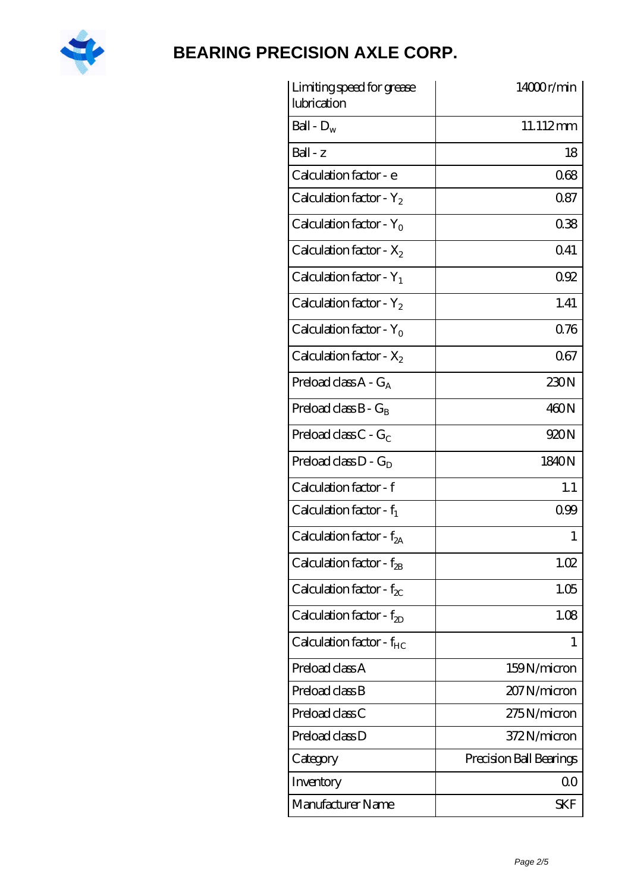| Limiting speed for grease lubrication | 14000 r/min |
|---|---|
| Ball - $D_w$ | 11.112 mm |
| Ball - z | 18 |
| Calculation factor - e | 0.68 |
| Calculation factor - $Y_2$ | 0.87 |
| Calculation factor - $Y_0$ | 0.38 |
| Calculation factor - $X_2$ | 0.41 |
| Calculation factor - $Y_1$ | 0.92 |
| Calculation factor - $Y_2$ | 1.41 |
| Calculation factor - $Y_0$ | 0.76 |
| Calculation factor - $X_2$ | 0.67 |
| Preload class A - $G_A$ | 230 N |
| Preload class B - $G_B$ | 460 N |
| Preload class C - $G_C$ | 920 N |
| Preload class D - $G_D$ | 1840 N |
| Calculation factor - f | 1.1 |
| Calculation factor - $f_1$ | 0.99 |
| Calculation factor - $f_{2A}$ | 1 |
| Calculation factor - $f_{2B}$ | 1.02 |
| Calculation factor - $f_{2C}$ | 1.05 |
| Calculation factor - $f_{2D}$ | 1.08 |
| Calculation factor - $f_{HC}$ | 1 |
| Preload class A | 159 N/micron |
| Preload class B | 207 N/micron |
| Preload class C | 275 N/micron |
| Preload class D | 372 N/micron |
| Category | Precision Ball Bearings |
| Inventory | 0.0 |
| Manufacturer Name | SKF |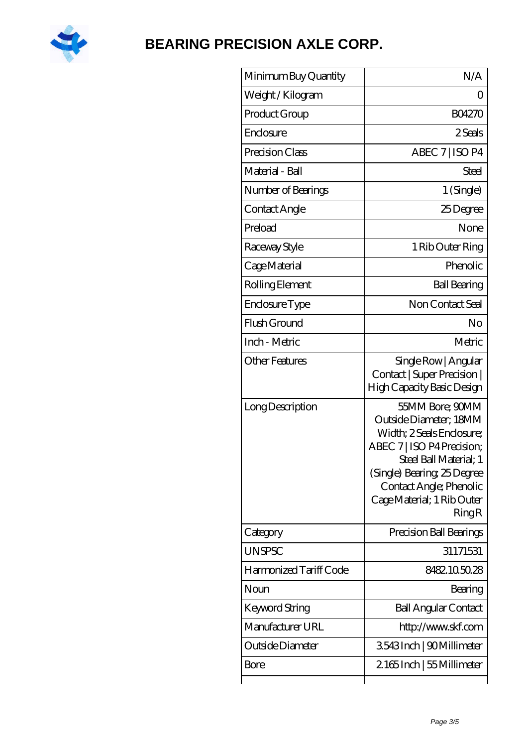| Minimum Buy Quantity | N/A |
| --- | --- |
| Weight / Kilogram | 0 |
| Product Group | B04270 |
| Enclosure | 2 Seals |
| Precision Class | ABEC 7 \| ISO P4 |
| Material - Ball | Steel |
| Number of Bearings | 1 (Single) |
| Contact Angle | 25 Degree |
| Preload | None |
| Raceway Style | 1 Rib Outer Ring |
| Cage Material | Phenolic |
| Rolling Element | Ball Bearing |
| Enclosure Type | Non Contact Seal |
| Flush Ground | No |
| Inch - Metric | Metric |
| Other Features | Single Row \| Angular Contact \| Super Precision \| High Capacity Basic Design |
| Long Description | 55MM Bore; 90MM Outside Diameter; 18MM Width; 2 Seals Enclosure; ABEC 7 \| ISO P4 Precision; Steel Ball Material; 1 (Single) Bearing; 25 Degree Contact Angle; Phenolic Cage Material; 1 Rib Outer Ring R |
| Category | Precision Ball Bearings |
| UNSPSC | 31171531 |
| Harmonized Tariff Code | 8482.10.50.28 |
| Noun | Bearing |
| Keyword String | Ball Angular Contact |
| Manufacturer URL | http://www.skf.com |
| Outside Diameter | 3.543 Inch \| 90 Millimeter |
| Bore | 2.165 Inch \| 55 Millimeter |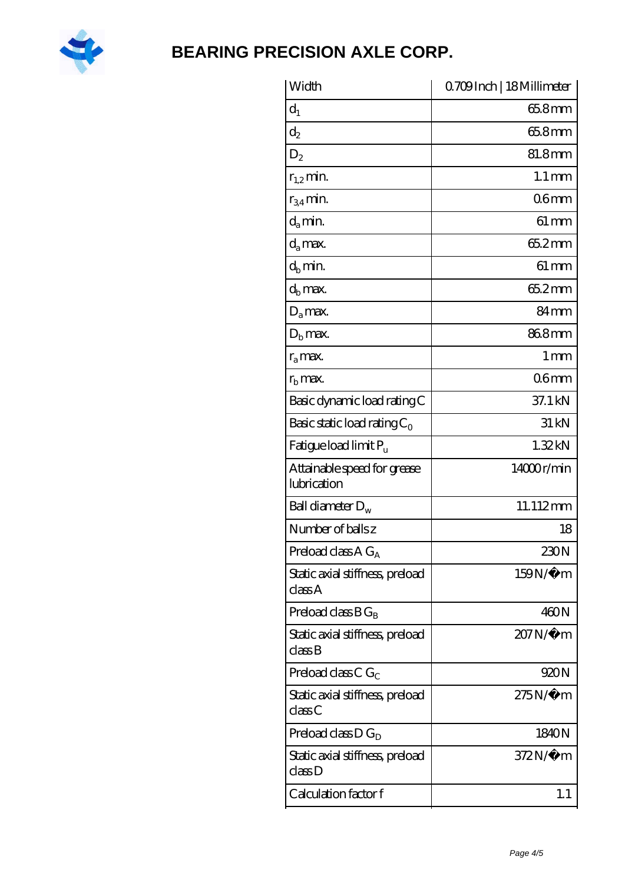# BEARING PRECISION AXLE CORP.

| Width | 0.709 Inch \| 18 Millimeter |
|---|---|
| $d_1$ | 65.8 mm |
| $d_2$ | 65.8 mm |
| $D_2$ | 81.8 mm |
| $r_{1,2}$ min. | 1.1 mm |
| $r_{3,4}$ min. | 0.6 mm |
| $d_a$ min. | 61 mm |
| $d_a$ max. | 65.2 mm |
| $d_b$ min. | 61 mm |
| $d_b$ max. | 65.2 mm |
| $D_a$ max. | 84 mm |
| $D_b$ max. | 86.8 mm |
| $r_a$ max. | 1 mm |
| $r_b$ max. | 0.6 mm |
| Basic dynamic load rating C | 37.1 kN |
| Basic static load rating $C_0$ | 31 kN |
| Fatigue load limit $P_u$ | 1.32 kN |
| Attainable speed for grease lubrication | 14000 r/min |
| Ball diameter $D_w$ | 11.112 mm |
| Number of balls z | 18 |
| Preload class A $G_A$ | 230 N |
| Static axial stiffness, preload class A | 159 N/�m |
| Preload class B $G_B$ | 460 N |
| Static axial stiffness, preload class B | 207 N/�m |
| Preload class C $G_C$ | 920 N |
| Static axial stiffness, preload class C | 275 N/�m |
| Preload class D $G_D$ | 1840 N |
| Static axial stiffness, preload class D | 372 N/�m |
| Calculation factor f | 1.1 |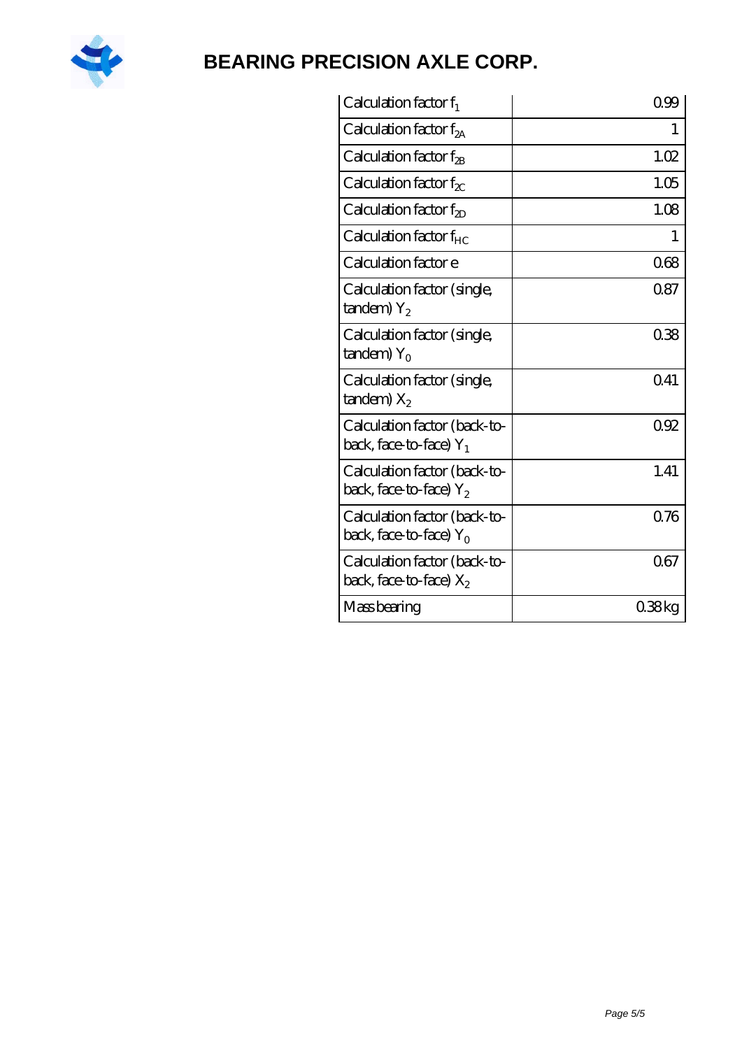| | |
|---|---|
| Calculation factor $f_1$ | 0.99 |
| Calculation factor $f_{2A}$ | 1 |
| Calculation factor $f_{2B}$ | 1.02 |
| Calculation factor $f_{2C}$ | 1.05 |
| Calculation factor $f_{2D}$ | 1.08 |
| Calculation factor $f_{HC}$ | 1 |
| Calculation factor e | 0.68 |
| Calculation factor (single, tandem) $Y_2$ | 0.87 |
| Calculation factor (single, tandem) $Y_0$ | 0.38 |
| Calculation factor (single, tandem) $X_2$ | 0.41 |
| Calculation factor (back-to-back, face-to-face) $Y_1$ | 0.92 |
| Calculation factor (back-to-back, face-to-face) $Y_2$ | 1.41 |
| Calculation factor (back-to-back, face-to-face) $Y_0$ | 0.76 |
| Calculation factor (back-to-back, face-to-face) $X_2$ | 0.67 |
| Mass bearing | 0.38 kg |